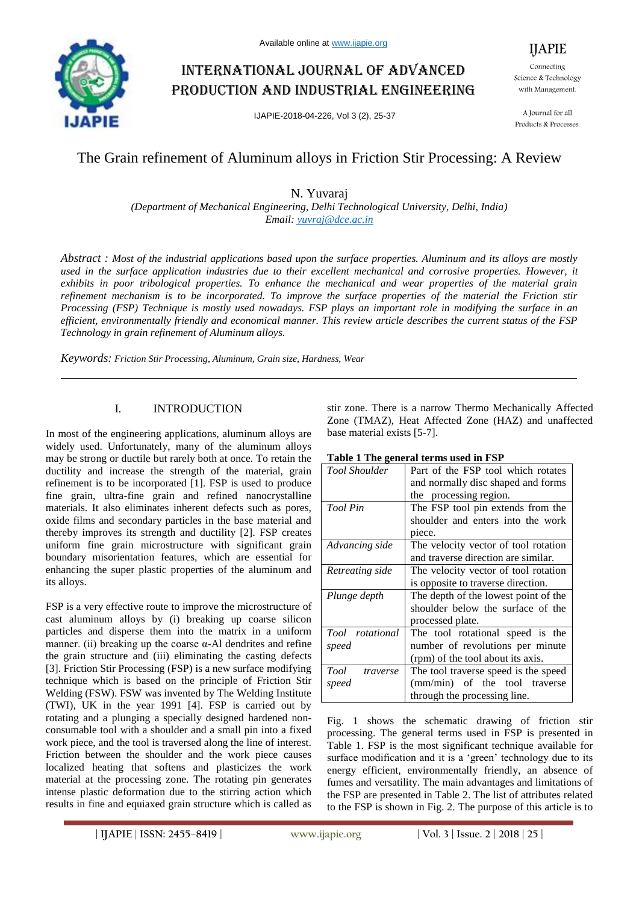Available online at www.ijapie.org

# International Journal of Advanced Production and Industrial Engineering

IJAPIE-2018-04-226, Vol 3 (2), 25-37

IJAPIE
Connecting Science & Technology with Management.
A Journal for all Products & Processes.

# The Grain refinement of Aluminum alloys in Friction Stir Processing: A Review

N. Yuvaraj

*(Department of Mechanical Engineering, Delhi Technological University, Delhi, India)*
*Email: yuvraj@dce.ac.in*

*Abstract : Most of the industrial applications based upon the surface properties. Aluminum and its alloys are mostly used in the surface application industries due to their excellent mechanical and corrosive properties. However, it exhibits in poor tribological properties. To enhance the mechanical and wear properties of the material grain refinement mechanism is to be incorporated. To improve the surface properties of the material the Friction stir Processing (FSP) Technique is mostly used nowadays. FSP plays an important role in modifying the surface in an efficient, environmentally friendly and economical manner. This review article describes the current status of the FSP Technology in grain refinement of Aluminum alloys.*

*Keywords: Friction Stir Processing, Aluminum, Grain size, Hardness, Wear*

## I. INTRODUCTION

In most of the engineering applications, aluminum alloys are widely used. Unfortunately, many of the aluminum alloys may be strong or ductile but rarely both at once. To retain the ductility and increase the strength of the material, grain refinement is to be incorporated [1]. FSP is used to produce fine grain, ultra-fine grain and refined nanocrystalline materials. It also eliminates inherent defects such as pores, oxide films and secondary particles in the base material and thereby improves its strength and ductility [2]. FSP creates uniform fine grain microstructure with significant grain boundary misorientation features, which are essential for enhancing the super plastic properties of the aluminum and its alloys.

FSP is a very effective route to improve the microstructure of cast aluminum alloys by (i) breaking up coarse silicon particles and disperse them into the matrix in a uniform manner. (ii) breaking up the coarse α-Al dendrites and refine the grain structure and (iii) eliminating the casting defects [3]. Friction Stir Processing (FSP) is a new surface modifying technique which is based on the principle of Friction Stir Welding (FSW). FSW was invented by The Welding Institute (TWI), UK in the year 1991 [4]. FSP is carried out by rotating and a plunging a specially designed hardened non-consumable tool with a shoulder and a small pin into a fixed work piece, and the tool is traversed along the line of interest. Friction between the shoulder and the work piece causes localized heating that softens and plasticizes the work material at the processing zone. The rotating pin generates intense plastic deformation due to the stirring action which results in fine and equiaxed grain structure which is called as stir zone. There is a narrow Thermo Mechanically Affected Zone (TMAZ), Heat Affected Zone (HAZ) and unaffected base material exists [5-7].

**Table 1 The general terms used in FSP**

| | |
|---|---|
| *Tool Shoulder* | Part of the FSP tool which rotates and normally disc shaped and forms the processing region. |
| *Tool Pin* | The FSP tool pin extends from the shoulder and enters into the work piece. |
| *Advancing side* | The velocity vector of tool rotation and traverse direction are similar. |
| *Retreating side* | The velocity vector of tool rotation is opposite to traverse direction. |
| *Plunge depth* | The depth of the lowest point of the shoulder below the surface of the processed plate. |
| *Tool rotational speed* | The tool rotational speed is the number of revolutions per minute (rpm) of the tool about its axis. |
| *Tool traverse speed* | The tool traverse speed is the speed (mm/min) of the tool traverse through the processing line. |

Fig. 1 shows the schematic drawing of friction stir processing. The general terms used in FSP is presented in Table 1. FSP is the most significant technique available for surface modification and it is a 'green' technology due to its energy efficient, environmentally friendly, an absence of fumes and versatility. The main advantages and limitations of the FSP are presented in Table 2. The list of attributes related to the FSP is shown in Fig. 2. The purpose of this article is to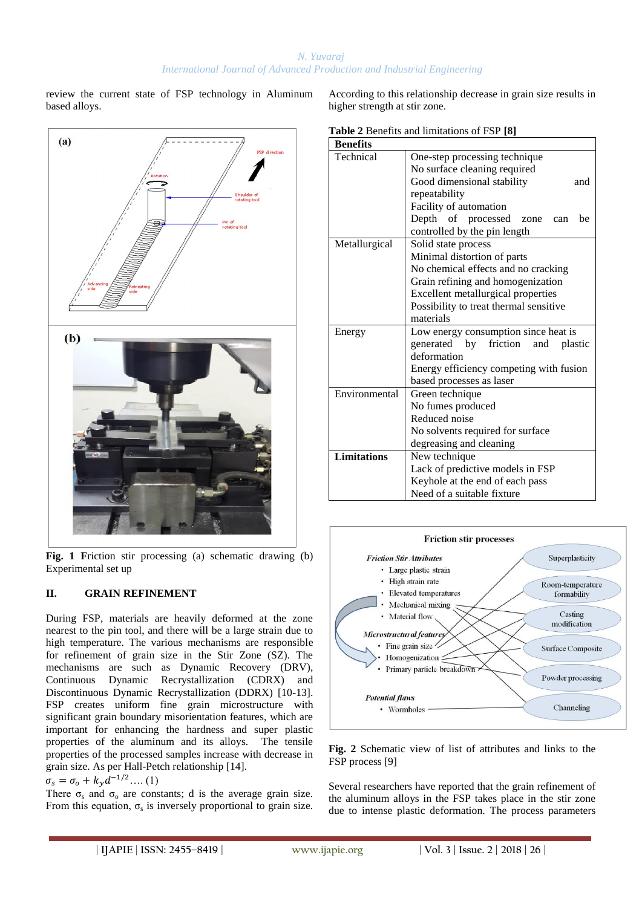review the current state of FSP technology in Aluminum based alloys.

**Fig. 1** Friction stir processing (a) schematic drawing (b) Experimental set up

## II. GRAIN REFINEMENT

During FSP, materials are heavily deformed at the zone nearest to the pin tool, and there will be a large strain due to high temperature. The various mechanisms are responsible for refinement of grain size in the Stir Zone (SZ). The mechanisms are such as Dynamic Recovery (DRV), Continuous Dynamic Recrystallization (CDRX) and Discontinuous Dynamic Recrystallization (DDRX) [10-13]. FSP creates uniform fine grain microstructure with significant grain boundary misorientation features, which are important for enhancing the hardness and super plastic properties of the aluminum and its alloys. The tensile properties of the processed samples increase with decrease in grain size. As per Hall-Petch relationship [14].

$\sigma_s = \sigma_o + k_y d^{-1/2}$…. (1)

There $\sigma_s$ and $\sigma_o$ are constants; d is the average grain size. From this equation, $\sigma_s$ is inversely proportional to grain size. According to this relationship decrease in grain size results in higher strength at stir zone.

**Table 2** Benefits and limitations of FSP **[8]**

| **Benefits** | |
|---|---|
| Technical | One-step processing technique<br>No surface cleaning required<br>Good dimensional stability and repeatability<br>Facility of automation<br>Depth of processed zone can be controlled by the pin length |
| Metallurgical | Solid state process<br>Minimal distortion of parts<br>No chemical effects and no cracking<br>Grain refining and homogenization<br>Excellent metallurgical properties<br>Possibility to treat thermal sensitive materials |
| Energy | Low energy consumption since heat is generated by friction and plastic deformation<br>Energy efficiency competing with fusion based processes as laser |
| Environmental | Green technique<br>No fumes produced<br>Reduced noise<br>No solvents required for surface degreasing and cleaning |
| **Limitations** | New technique<br>Lack of predictive models in FSP<br>Keyhole at the end of each pass<br>Need of a suitable fixture |

**Fig. 2** Schematic view of list of attributes and links to the FSP process [9]

Several researchers have reported that the grain refinement of the aluminum alloys in the FSP takes place in the stir zone due to intense plastic deformation. The process parameters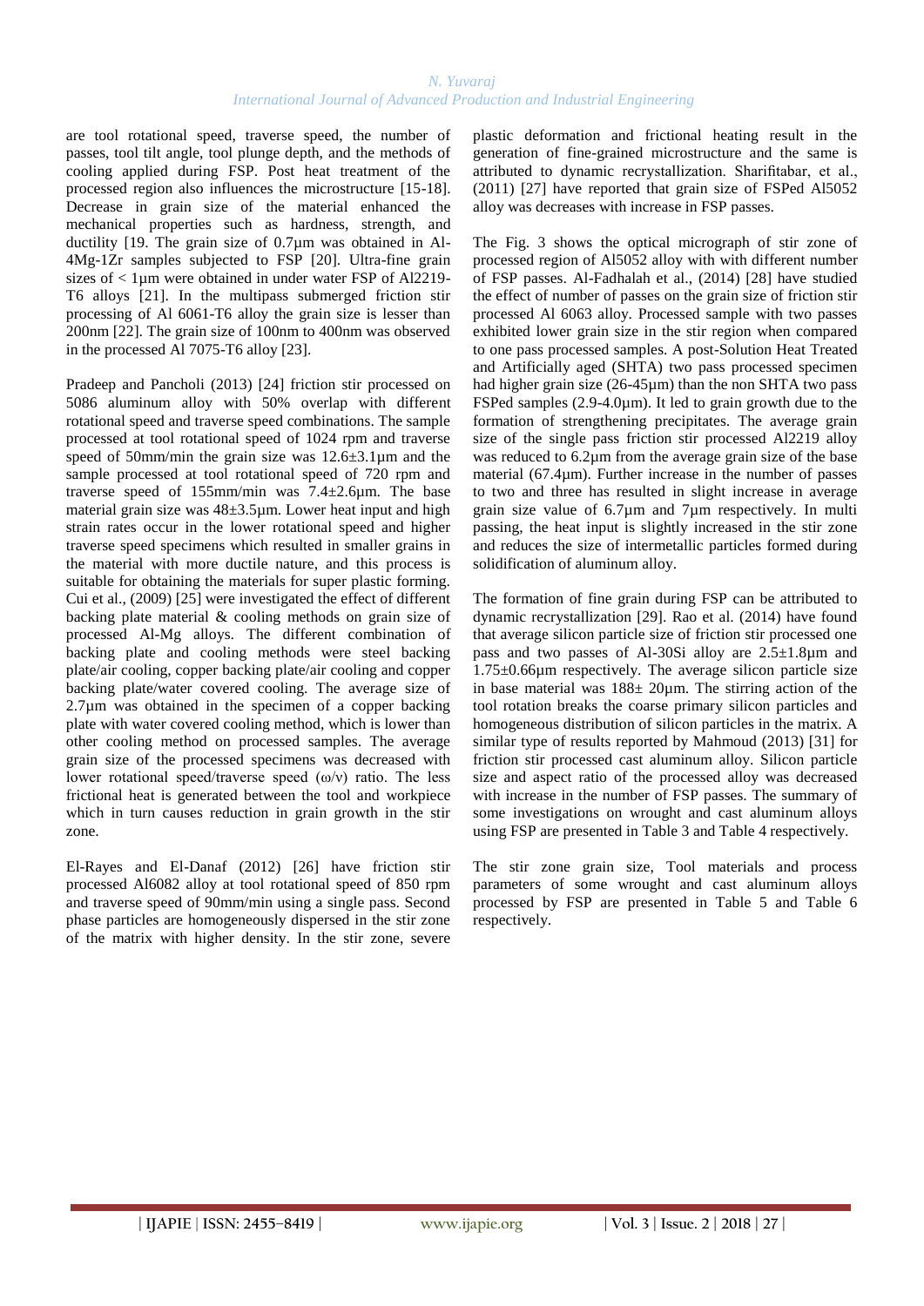are tool rotational speed, traverse speed, the number of passes, tool tilt angle, tool plunge depth, and the methods of cooling applied during FSP. Post heat treatment of the processed region also influences the microstructure [15-18]. Decrease in grain size of the material enhanced the mechanical properties such as hardness, strength, and ductility [19. The grain size of 0.7µm was obtained in Al-4Mg-1Zr samples subjected to FSP [20]. Ultra-fine grain sizes of < 1µm were obtained in under water FSP of Al2219-T6 alloys [21]. In the multipass submerged friction stir processing of Al 6061-T6 alloy the grain size is lesser than 200nm [22]. The grain size of 100nm to 400nm was observed in the processed Al 7075-T6 alloy [23].

Pradeep and Pancholi (2013) [24] friction stir processed on 5086 aluminum alloy with 50% overlap with different rotational speed and traverse speed combinations. The sample processed at tool rotational speed of 1024 rpm and traverse speed of 50mm/min the grain size was 12.6±3.1µm and the sample processed at tool rotational speed of 720 rpm and traverse speed of 155mm/min was 7.4±2.6µm. The base material grain size was 48±3.5µm. Lower heat input and high strain rates occur in the lower rotational speed and higher traverse speed specimens which resulted in smaller grains in the material with more ductile nature, and this process is suitable for obtaining the materials for super plastic forming. Cui et al., (2009) [25] were investigated the effect of different backing plate material & cooling methods on grain size of processed Al-Mg alloys. The different combination of backing plate and cooling methods were steel backing plate/air cooling, copper backing plate/air cooling and copper backing plate/water covered cooling. The average size of 2.7µm was obtained in the specimen of a copper backing plate with water covered cooling method, which is lower than other cooling method on processed samples. The average grain size of the processed specimens was decreased with lower rotational speed/traverse speed (ω/v) ratio. The less frictional heat is generated between the tool and workpiece which in turn causes reduction in grain growth in the stir zone.

El-Rayes and El-Danaf (2012) [26] have friction stir processed Al6082 alloy at tool rotational speed of 850 rpm and traverse speed of 90mm/min using a single pass. Second phase particles are homogeneously dispersed in the stir zone of the matrix with higher density. In the stir zone, severe plastic deformation and frictional heating result in the generation of fine-grained microstructure and the same is attributed to dynamic recrystallization. Sharifitabar, et al., (2011) [27] have reported that grain size of FSPed Al5052 alloy was decreases with increase in FSP passes.

The Fig. 3 shows the optical micrograph of stir zone of processed region of Al5052 alloy with with different number of FSP passes. Al-Fadhalah et al., (2014) [28] have studied the effect of number of passes on the grain size of friction stir processed Al 6063 alloy. Processed sample with two passes exhibited lower grain size in the stir region when compared to one pass processed samples. A post-Solution Heat Treated and Artificially aged (SHTA) two pass processed specimen had higher grain size (26-45µm) than the non SHTA two pass FSPed samples (2.9-4.0µm). It led to grain growth due to the formation of strengthening precipitates. The average grain size of the single pass friction stir processed Al2219 alloy was reduced to 6.2µm from the average grain size of the base material (67.4µm). Further increase in the number of passes to two and three has resulted in slight increase in average grain size value of 6.7µm and 7µm respectively. In multi passing, the heat input is slightly increased in the stir zone and reduces the size of intermetallic particles formed during solidification of aluminum alloy.

The formation of fine grain during FSP can be attributed to dynamic recrystallization [29]. Rao et al. (2014) have found that average silicon particle size of friction stir processed one pass and two passes of Al-30Si alloy are 2.5±1.8µm and 1.75±0.66µm respectively. The average silicon particle size in base material was 188± 20µm. The stirring action of the tool rotation breaks the coarse primary silicon particles and homogeneous distribution of silicon particles in the matrix. A similar type of results reported by Mahmoud (2013) [31] for friction stir processed cast aluminum alloy. Silicon particle size and aspect ratio of the processed alloy was decreased with increase in the number of FSP passes. The summary of some investigations on wrought and cast aluminum alloys using FSP are presented in Table 3 and Table 4 respectively.

The stir zone grain size, Tool materials and process parameters of some wrought and cast aluminum alloys processed by FSP are presented in Table 5 and Table 6 respectively.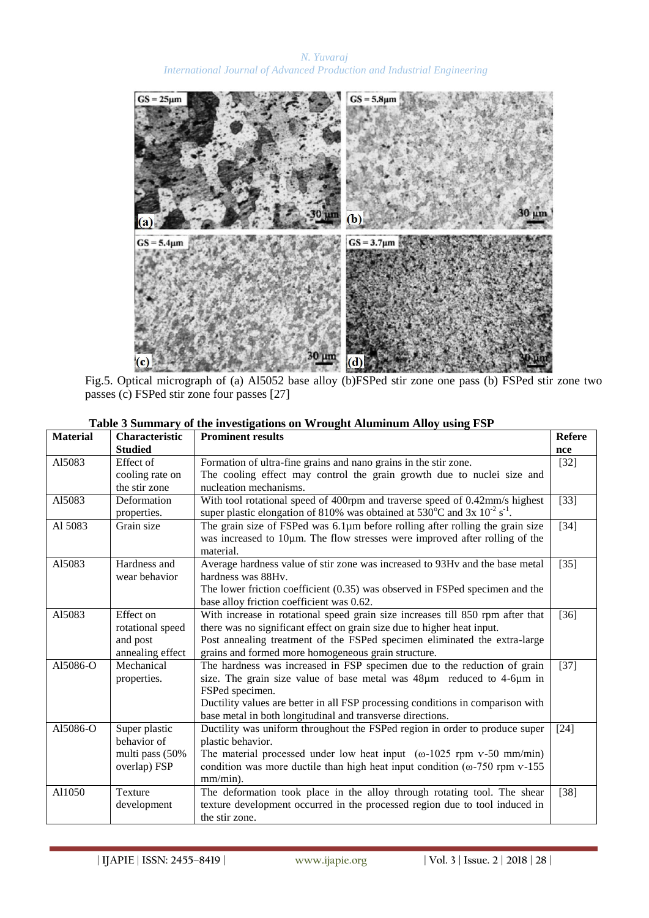Fig.5. Optical micrograph of (a) Al5052 base alloy (b)FSPed stir zone one pass (b) FSPed stir zone two passes (c) FSPed stir zone four passes [27]

**Table 3 Summary of the investigations on Wrought Aluminum Alloy using FSP**

| Material | Characteristic Studied | Prominent results | Reference |
|---|---|---|---|
| Al5083 | Effect of cooling rate on the stir zone | Formation of ultra-fine grains and nano grains in the stir zone. The cooling effect may control the grain growth due to nuclei size and nucleation mechanisms. | [32] |
| Al5083 | Deformation properties. | With tool rotational speed of 400rpm and traverse speed of 0.42mm/s highest super plastic elongation of 810% was obtained at 530°C and $3x\ 10^{-2}\ s^{-1}$. | [33] |
| Al 5083 | Grain size | The grain size of FSPed was 6.1µm before rolling after rolling the grain size was increased to 10µm. The flow stresses were improved after rolling of the material. | [34] |
| Al5083 | Hardness and wear behavior | Average hardness value of stir zone was increased to 93Hv and the base metal hardness was 88Hv. The lower friction coefficient (0.35) was observed in FSPed specimen and the base alloy friction coefficient was 0.62. | [35] |
| Al5083 | Effect on rotational speed and post annealing effect | With increase in rotational speed grain size increases till 850 rpm after that there was no significant effect on grain size due to higher heat input. Post annealing treatment of the FSPed specimen eliminated the extra-large grains and formed more homogeneous grain structure. | [36] |
| Al5086-O | Mechanical properties. | The hardness was increased in FSP specimen due to the reduction of grain size. The grain size value of base metal was 48µm reduced to 4-6µm in FSPed specimen. Ductility values are better in all FSP processing conditions in comparison with base metal in both longitudinal and transverse directions. | [37] |
| Al5086-O | Super plastic behavior of multi pass (50% overlap) FSP | Ductility was uniform throughout the FSPed region in order to produce super plastic behavior. The material processed under low heat input (ω-1025 rpm v-50 mm/min) condition was more ductile than high heat input condition (ω-750 rpm v-155 mm/min). | [24] |
| Al1050 | Texture development | The deformation took place in the alloy through rotating tool. The shear texture development occurred in the processed region due to tool induced in the stir zone. | [38] |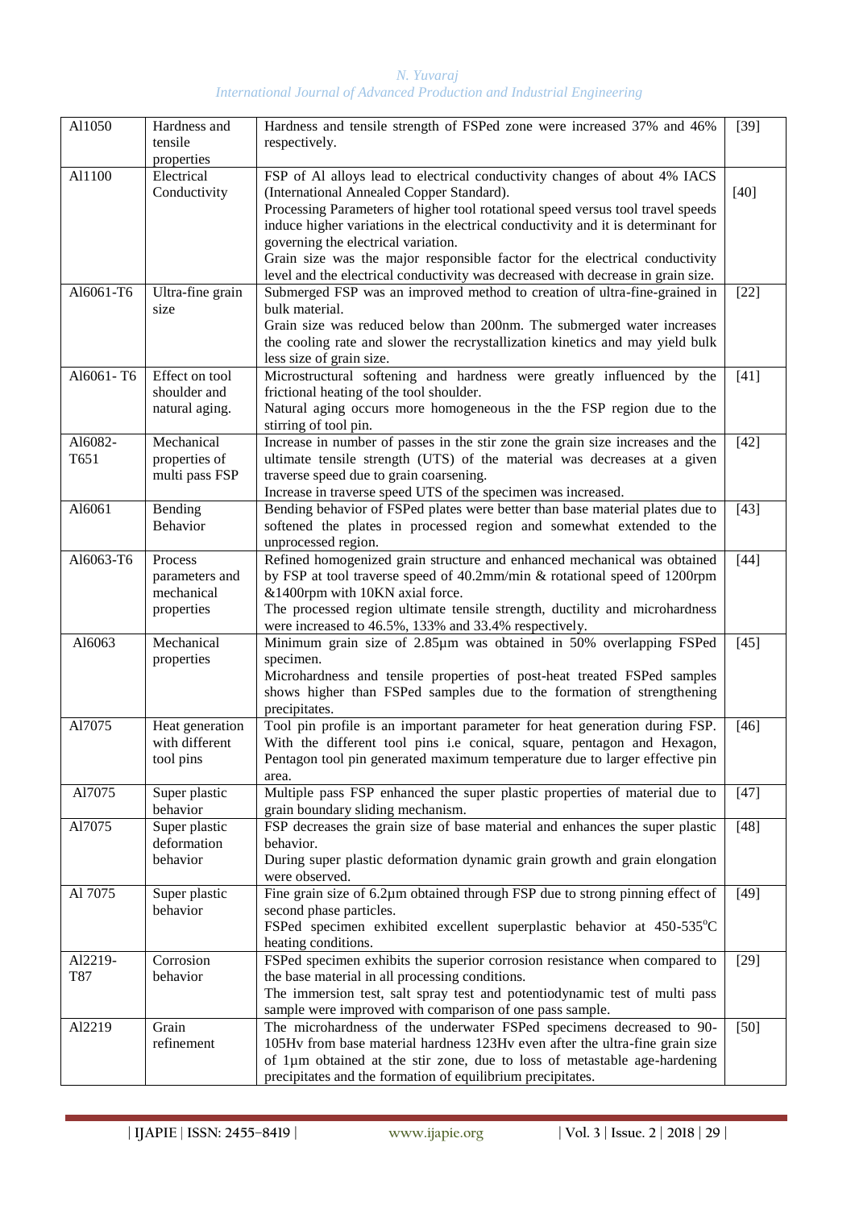| Al1050 | Hardness and tensile properties | Hardness and tensile strength of FSPed zone were increased 37% and 46% respectively. | [39] |
|---|---|---|---|
| Al1100 | Electrical Conductivity | FSP of Al alloys lead to electrical conductivity changes of about 4% IACS (International Annealed Copper Standard).<br>Processing Parameters of higher tool rotational speed versus tool travel speeds induce higher variations in the electrical conductivity and it is determinant for governing the electrical variation.<br>Grain size was the major responsible factor for the electrical conductivity level and the electrical conductivity was decreased with decrease in grain size. | [40] |
| Al6061-T6 | Ultra-fine grain size | Submerged FSP was an improved method to creation of ultra-fine-grained in bulk material.<br>Grain size was reduced below than 200nm. The submerged water increases the cooling rate and slower the recrystallization kinetics and may yield bulk less size of grain size. | [22] |
| Al6061- T6 | Effect on tool shoulder and natural aging. | Microstructural softening and hardness were greatly influenced by the frictional heating of the tool shoulder.<br>Natural aging occurs more homogeneous in the the FSP region due to the stirring of tool pin. | [41] |
| Al6082-T651 | Mechanical properties of multi pass FSP | Increase in number of passes in the stir zone the grain size increases and the ultimate tensile strength (UTS) of the material was decreases at a given traverse speed due to grain coarsening.<br>Increase in traverse speed UTS of the specimen was increased. | [42] |
| Al6061 | Bending Behavior | Bending behavior of FSPed plates were better than base material plates due to softened the plates in processed region and somewhat extended to the unprocessed region. | [43] |
| Al6063-T6 | Process parameters and mechanical properties | Refined homogenized grain structure and enhanced mechanical was obtained by FSP at tool traverse speed of 40.2mm/min & rotational speed of 1200rpm &1400rpm with 10KN axial force.<br>The processed region ultimate tensile strength, ductility and microhardness were increased to 46.5%, 133% and 33.4% respectively. | [44] |
| Al6063 | Mechanical properties | Minimum grain size of 2.85µm was obtained in 50% overlapping FSPed specimen.<br>Microhardness and tensile properties of post-heat treated FSPed samples shows higher than FSPed samples due to the formation of strengthening precipitates. | [45] |
| Al7075 | Heat generation with different tool pins | Tool pin profile is an important parameter for heat generation during FSP. With the different tool pins i.e conical, square, pentagon and Hexagon, Pentagon tool pin generated maximum temperature due to larger effective pin area. | [46] |
| Al7075 | Super plastic behavior | Multiple pass FSP enhanced the super plastic properties of material due to grain boundary sliding mechanism. | [47] |
| Al7075 | Super plastic deformation behavior | FSP decreases the grain size of base material and enhances the super plastic behavior.<br>During super plastic deformation dynamic grain growth and grain elongation were observed. | [48] |
| Al 7075 | Super plastic behavior | Fine grain size of 6.2µm obtained through FSP due to strong pinning effect of second phase particles.<br>FSPed specimen exhibited excellent superplastic behavior at 450-535$^{o}$C heating conditions. | [49] |
| Al2219-T87 | Corrosion behavior | FSPed specimen exhibits the superior corrosion resistance when compared to the base material in all processing conditions.<br>The immersion test, salt spray test and potentiodynamic test of multi pass sample were improved with comparison of one pass sample. | [29] |
| Al2219 | Grain refinement | The microhardness of the underwater FSPed specimens decreased to 90-105Hv from base material hardness 123Hv even after the ultra-fine grain size of 1µm obtained at the stir zone, due to loss of metastable age-hardening precipitates and the formation of equilibrium precipitates. | [50] |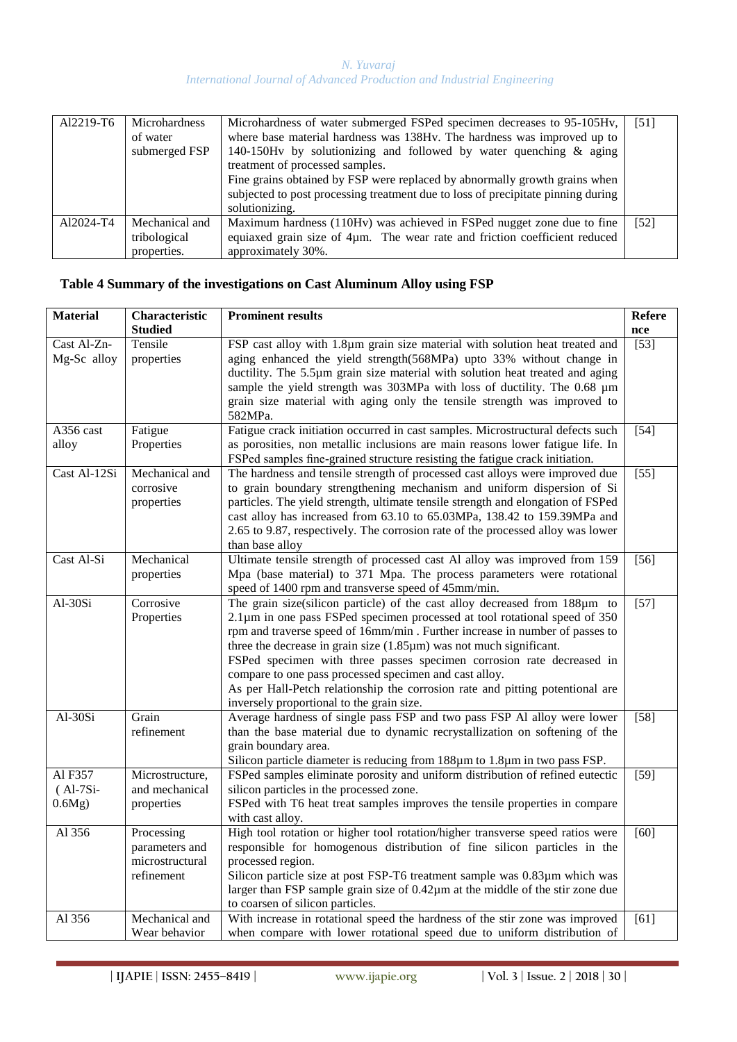| Al2219-T6 | Microhardness of water submerged FSP | Microhardness of water submerged FSPed specimen decreases to 95-105Hv, where base material hardness was 138Hv. The hardness was improved up to 140-150Hv by solutionizing and followed by water quenching & aging treatment of processed samples.<br>Fine grains obtained by FSP were replaced by abnormally growth grains when subjected to post processing treatment due to loss of precipitate pinning during solutionizing. | [51] |
|---|---|---|---|
| Al2024-T4 | Mechanical and tribological properties. | Maximum hardness (110Hv) was achieved in FSPed nugget zone due to fine equiaxed grain size of 4µm. The wear rate and friction coefficient reduced approximately 30%. | [52] |

## Table 4 Summary of the investigations on Cast Aluminum Alloy using FSP

| Material | Characteristic Studied | Prominent results | Reference |
|---|---|---|---|
| Cast Al-Zn-Mg-Sc alloy | Tensile properties | FSP cast alloy with 1.8µm grain size material with solution heat treated and aging enhanced the yield strength(568MPa) upto 33% without change in ductility. The 5.5µm grain size material with solution heat treated and aging sample the yield strength was 303MPa with loss of ductility. The 0.68 µm grain size material with aging only the tensile strength was improved to 582MPa. | [53] |
| A356 cast alloy | Fatigue Properties | Fatigue crack initiation occurred in cast samples. Microstructural defects such as porosities, non metallic inclusions are main reasons lower fatigue life. In FSPed samples fine-grained structure resisting the fatigue crack initiation. | [54] |
| Cast Al-12Si | Mechanical and corrosive properties | The hardness and tensile strength of processed cast alloys were improved due to grain boundary strengthening mechanism and uniform dispersion of Si particles. The yield strength, ultimate tensile strength and elongation of FSPed cast alloy has increased from 63.10 to 65.03MPa, 138.42 to 159.39MPa and 2.65 to 9.87, respectively. The corrosion rate of the processed alloy was lower than base alloy | [55] |
| Cast Al-Si | Mechanical properties | Ultimate tensile strength of processed cast Al alloy was improved from 159 Mpa (base material) to 371 Mpa. The process parameters were rotational speed of 1400 rpm and transverse speed of 45mm/min. | [56] |
| Al-30Si | Corrosive Properties | The grain size(silicon particle) of the cast alloy decreased from 188µm to 2.1µm in one pass FSPed specimen processed at tool rotational speed of 350 rpm and traverse speed of 16mm/min . Further increase in number of passes to three the decrease in grain size (1.85µm) was not much significant.<br>FSPed specimen with three passes specimen corrosion rate decreased in compare to one pass processed specimen and cast alloy.<br>As per Hall-Petch relationship the corrosion rate and pitting potentional are inversely proportional to the grain size. | [57] |
| Al-30Si | Grain refinement | Average hardness of single pass FSP and two pass FSP Al alloy were lower than the base material due to dynamic recrystallization on softening of the grain boundary area.<br>Silicon particle diameter is reducing from 188µm to 1.8µm in two pass FSP. | [58] |
| Al F357 ( Al-7Si-0.6Mg) | Microstructure, and mechanical properties | FSPed samples eliminate porosity and uniform distribution of refined eutectic silicon particles in the processed zone.<br>FSPed with T6 heat treat samples improves the tensile properties in compare with cast alloy. | [59] |
| Al 356 | Processing parameters and microstructural refinement | High tool rotation or higher tool rotation/higher transverse speed ratios were responsible for homogenous distribution of fine silicon particles in the processed region.<br>Silicon particle size at post FSP-T6 treatment sample was 0.83µm which was larger than FSP sample grain size of 0.42µm at the middle of the stir zone due to coarsen of silicon particles. | [60] |
| Al 356 | Mechanical and Wear behavior | With increase in rotational speed the hardness of the stir zone was improved when compare with lower rotational speed due to uniform distribution of | [61] |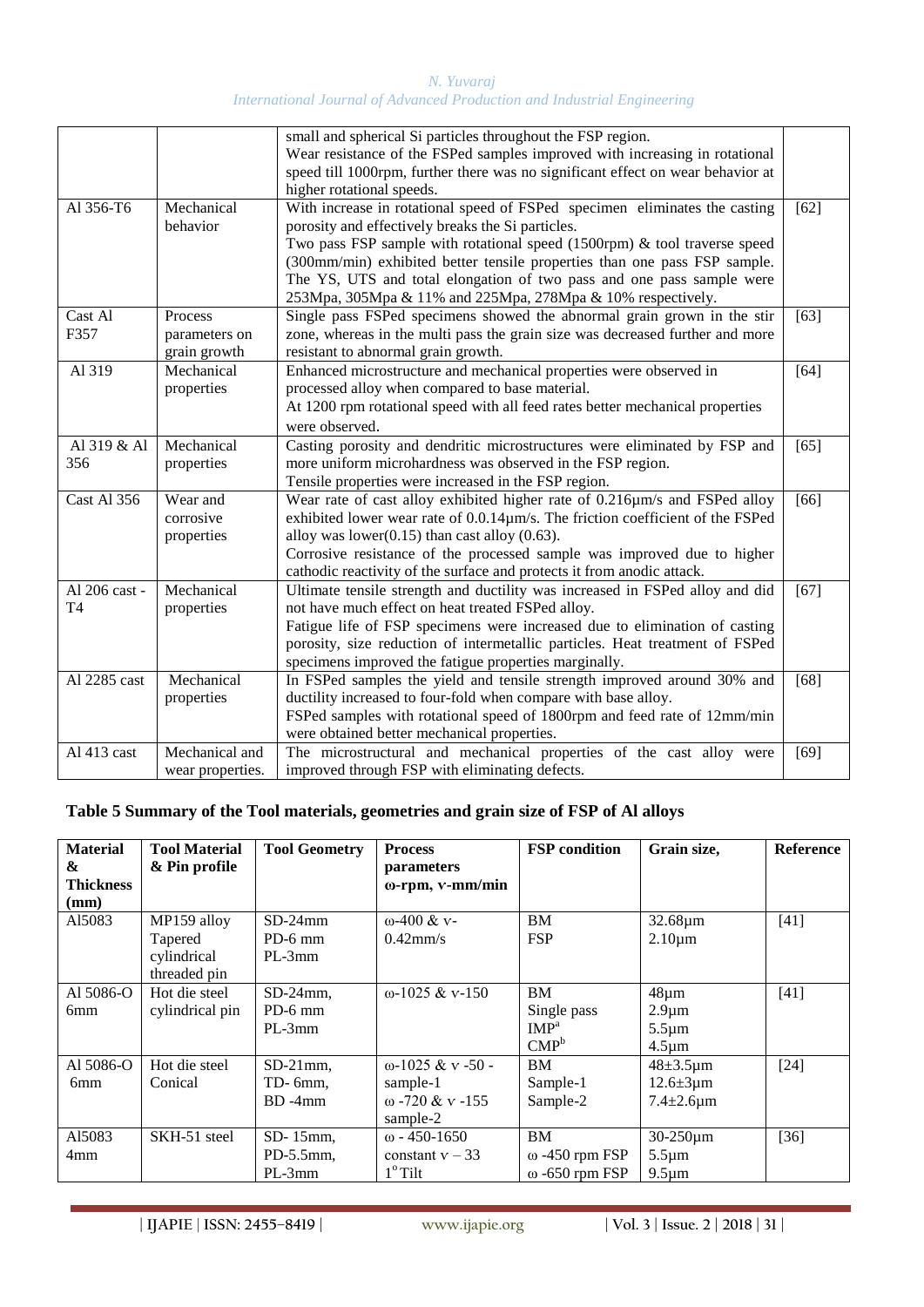| | | small and spherical Si particles throughout the FSP region. Wear resistance of the FSPed samples improved with increasing in rotational speed till 1000rpm, further there was no significant effect on wear behavior at higher rotational speeds. | |
|---|---|---|---|
| Al 356-T6 | Mechanical behavior | With increase in rotational speed of FSPed specimen eliminates the casting porosity and effectively breaks the Si particles. Two pass FSP sample with rotational speed (1500rpm) & tool traverse speed (300mm/min) exhibited better tensile properties than one pass FSP sample. The YS, UTS and total elongation of two pass and one pass sample were 253Mpa, 305Mpa & 11% and 225Mpa, 278Mpa & 10% respectively. | [62] |
| Cast Al F357 | Process parameters on grain growth | Single pass FSPed specimens showed the abnormal grain grown in the stir zone, whereas in the multi pass the grain size was decreased further and more resistant to abnormal grain growth. | [63] |
| Al 319 | Mechanical properties | Enhanced microstructure and mechanical properties were observed in processed alloy when compared to base material. At 1200 rpm rotational speed with all feed rates better mechanical properties were observed. | [64] |
| Al 319 & Al 356 | Mechanical properties | Casting porosity and dendritic microstructures were eliminated by FSP and more uniform microhardness was observed in the FSP region. Tensile properties were increased in the FSP region. | [65] |
| Cast Al 356 | Wear and corrosive properties | Wear rate of cast alloy exhibited higher rate of 0.216µm/s and FSPed alloy exhibited lower wear rate of 0.0.14µm/s. The friction coefficient of the FSPed alloy was lower(0.15) than cast alloy (0.63). Corrosive resistance of the processed sample was improved due to higher cathodic reactivity of the surface and protects it from anodic attack. | [66] |
| Al 206 cast - T4 | Mechanical properties | Ultimate tensile strength and ductility was increased in FSPed alloy and did not have much effect on heat treated FSPed alloy. Fatigue life of FSP specimens were increased due to elimination of casting porosity, size reduction of intermetallic particles. Heat treatment of FSPed specimens improved the fatigue properties marginally. | [67] |
| Al 2285 cast | Mechanical properties | In FSPed samples the yield and tensile strength improved around 30% and ductility increased to four-fold when compare with base alloy. FSPed samples with rotational speed of 1800rpm and feed rate of 12mm/min were obtained better mechanical properties. | [68] |
| Al 413 cast | Mechanical and wear properties. | The microstructural and mechanical properties of the cast alloy were improved through FSP with eliminating defects. | [69] |

## Table 5 Summary of the Tool materials, geometries and grain size of FSP of Al alloys

| Material & Thickness (mm) | Tool Material & Pin profile | Tool Geometry | Process parameters ω-rpm, v-mm/min | FSP condition | Grain size, | Reference |
|---|---|---|---|---|---|---|
| Al5083 | MP159 alloy Tapered cylindrical threaded pin | SD-24mm PD-6 mm PL-3mm | ω-400 & v-0.42mm/s | BM FSP | 32.68µm 2.10µm | [41] |
| Al 5086-O 6mm | Hot die steel cylindrical pin | SD-24mm, PD-6 mm PL-3mm | ω-1025 & v-150 | BM Single pass IMP[a] CMP[b] | 48µm 2.9µm 5.5µm 4.5µm | [41] |
| Al 5086-O 6mm | Hot die steel Conical | SD-21mm, TD- 6mm, BD -4mm | ω-1025 & v -50 - sample-1 ω -720 & v -155 sample-2 | BM Sample-1 Sample-2 | 48±3.5µm 12.6±3µm 7.4±2.6µm | [24] |
| Al5083 4mm | SKH-51 steel | SD- 15mm, PD-5.5mm, PL-3mm | ω - 450-1650 constant v – 33 1° Tilt | BM ω -450 rpm FSP ω -650 rpm FSP | 30-250µm 5.5µm 9.5µm | [36] |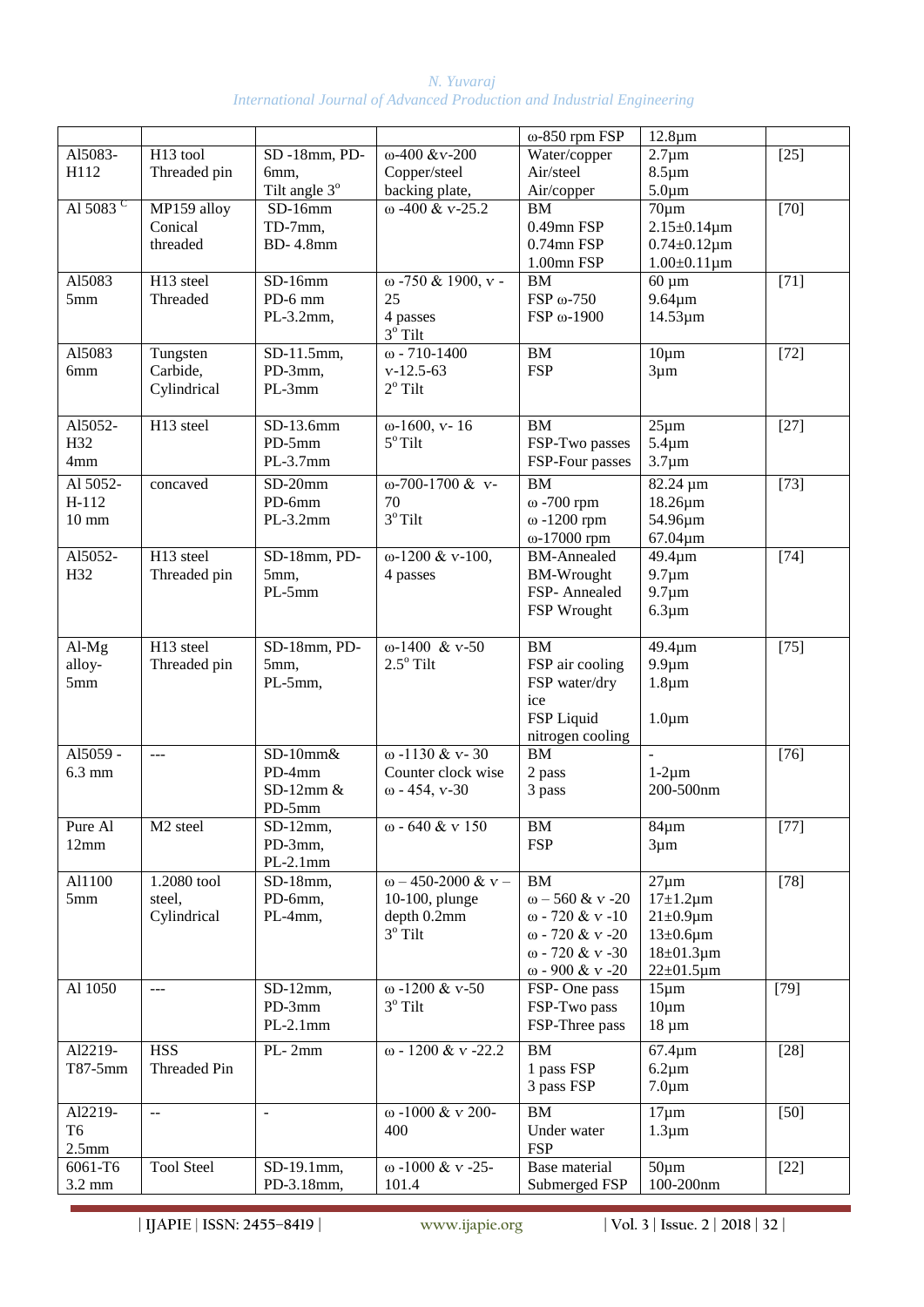| | | | | ω-850 rpm FSP | 12.8μm | |
|---|---|---|---|---|---|---|
| Al5083-H112 | H13 tool Threaded pin | SD -18mm, PD-6mm, Tilt angle 3° | ω-400 &v-200 Copper/steel backing plate, | Water/copper Air/steel Air/copper | 2.7μm 8.5μm 5.0μm | [25] |
| Al 5083 [C] | MP159 alloy Conical threaded | SD-16mm TD-7mm, BD- 4.8mm | ω -400 & v-25.2 | BM 0.49mn FSP 0.74mn FSP 1.00mn FSP | 70μm 2.15±0.14μm 0.74±0.12μm 1.00±0.11μm | [70] |
| Al5083 5mm | H13 steel Threaded | SD-16mm PD-5mm PL-3.2mm, | ω -750 & 1900, v - 25 4 passes 3° Tilt | BM FSP ω-750 FSP ω-1900 | 60 μm 9.64μm 14.53μm | [71] |
| Al5083 6mm | Tungsten Carbide, Cylindrical | SD-11.5mm, PD-3mm, PL-3mm | ω - 710-1400 v-12.5-63 2° Tilt | BM FSP | 10μm 3μm | [72] |
| Al5052-H32 4mm | H13 steel | SD-13.6mm PD-5mm PL-3.7mm | ω-1600, v- 16 5° Tilt | BM FSP-Two passes FSP-Four passes | 25μm 5.4μm 3.7μm | [27] |
| Al 5052-H-112 10 mm | concaved | SD-20mm PD-6mm PL-3.2mm | ω-700-1700 & v-70 3° Tilt | BM ω -700 rpm ω -1200 rpm ω-17000 rpm | 82.24 μm 18.26μm 54.96μm 67.04μm | [73] |
| Al5052-H32 | H13 steel Threaded pin | SD-18mm, PD-5mm, PL-5mm | ω-1200 & v-100, 4 passes | BM-Annealed BM-Wrought FSP- Annealed FSP Wrought | 49.4μm 9.7μm 9.7μm 6.3μm | [74] |
| Al-Mg alloy-5mm | H13 steel Threaded pin | SD-18mm, PD-5mm, PL-5mm, | ω-1400 & v-50 2.5° Tilt | BM FSP air cooling FSP water/dry ice FSP Liquid nitrogen cooling | 49.4μm 9.9μm 1.8μm 1.0μm | [75] |
| Al5059 - 6.3 mm | --- | SD-10mm& PD-4mm SD-12mm & PD-5mm | ω -1130 & v- 30 Counter clock wise ω - 454, v-30 | BM 2 pass 3 pass | - 1-2μm 200-500nm | [76] |
| Pure Al 12mm | M2 steel | SD-12mm, PD-3mm, PL-2.1mm | ω - 640 & v 150 | BM FSP | 84μm 3μm | [77] |
| Al1100 5mm | 1.2080 tool steel, Cylindrical | SD-18mm, PD-6mm, PL-4mm, | ω – 450-2000 & v – 10-100, plunge depth 0.2mm 3° Tilt | BM ω – 560 & v -20 ω - 720 & v -10 ω - 720 & v -20 ω - 720 & v -30 ω - 900 & v -20 | 27μm 17±1.2μm 21±0.9μm 13±0.6μm 18±01.3μm 22±01.5μm | [78] |
| Al 1050 | --- | SD-12mm, PD-3mm PL-2.1mm | ω -1200 & v-50 3° Tilt | FSP- One pass FSP-Two pass FSP-Three pass | 15μm 10μm 18 μm | [79] |
| Al2219-T87-5mm | HSS Threaded Pin | PL- 2mm | ω - 1200 & v -22.2 | BM 1 pass FSP 3 pass FSP | 67.4μm 6.2μm 7.0μm | [28] |
| Al2219-T6 2.5mm | -- | - | ω -1000 & v 200-400 | BM Under water FSP | 17μm 1.3μm | [50] |
| 6061-T6 3.2 mm | Tool Steel | SD-19.1mm, PD-3.18mm, | ω -1000 & v -25-101.4 | Base material Submerged FSP | 50μm 100-200nm | [22] |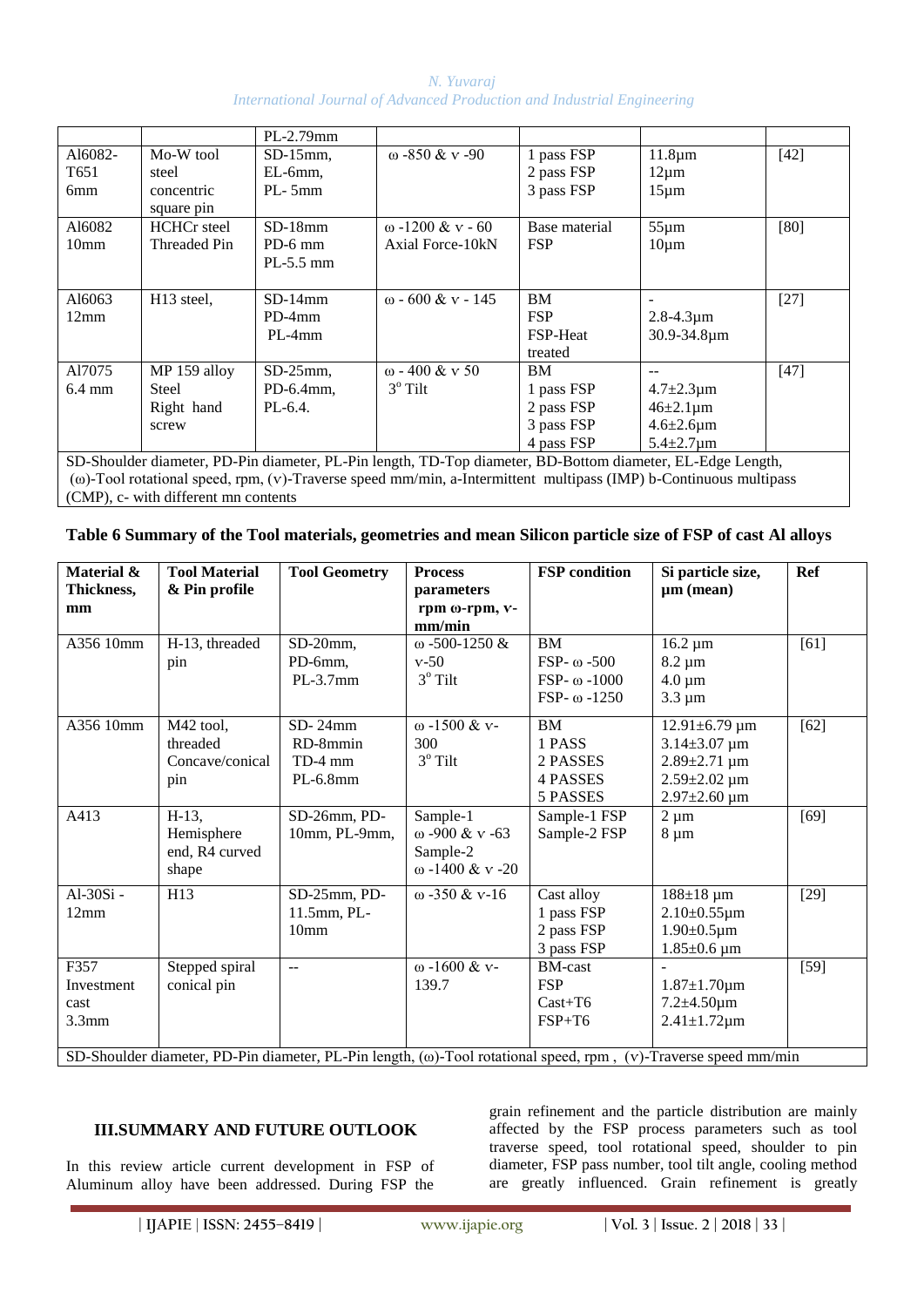| | | PL-2.79mm | | | | |
|---|---|---|---|---|---|---|
| Al6082-T651 6mm | Mo-W tool steel concentric square pin | SD-15mm, EL-6mm, PL- 5mm | ω -850 & v -90 | 1 pass FSP<br>2 pass FSP<br>3 pass FSP | 11.8μm<br>12μm<br>15μm | [42] |
| Al6082 10mm | HCHCr steel Threaded Pin | SD-18mm<br>PD-6 mm<br>PL-5.5 mm | ω -1200 & v - 60<br>Axial Force-10kN | Base material<br>FSP | 55μm<br>10μm | [80] |
| Al6063 12mm | H13 steel, | SD-14mm<br>PD-4mm<br>PL-4mm | ω - 600 & v - 145 | BM<br>FSP<br>FSP-Heat treated | -<br>2.8-4.3μm<br>30.9-34.8μm | [27] |
| Al7075 6.4 mm | MP 159 alloy Steel Right hand screw | SD-25mm, PD-6.4mm, PL-6.4. | ω - 400 & v 50<br>3° Tilt | BM<br>1 pass FSP<br>2 pass FSP<br>3 pass FSP<br>4 pass FSP | --<br>4.7±2.3μm<br>46±2.1μm<br>4.6±2.6μm<br>5.4±2.7μm | [47] |

SD-Shoulder diameter, PD-Pin diameter, PL-Pin length, TD-Top diameter, BD-Bottom diameter, EL-Edge Length, (ω)-Tool rotational speed, rpm, (v)-Traverse speed mm/min, a-Intermittent multipass (IMP) b-Continuous multipass (CMP), c- with different mn contents

**Table 6 Summary of the Tool materials, geometries and mean Silicon particle size of FSP of cast Al alloys**

| Material & Thickness, mm | Tool Material & Pin profile | Tool Geometry | Process parameters rpm ω-rpm, v-mm/min | FSP condition | Si particle size, μm (mean) | Ref |
|---|---|---|---|---|---|---|
| A356 10mm | H-13, threaded pin | SD-20mm, PD-6mm, PL-3.7mm | ω -500-1250 & v-50<br>3° Tilt | BM<br>FSP- ω -500<br>FSP- ω -1000<br>FSP- ω -1250 | 16.2 μm<br>8.2 μm<br>4.0 μm<br>3.3 μm | [61] |
| A356 10mm | M42 tool, threaded Concave/conical pin | SD- 24mm<br>RD-8mmin<br>TD-4 mm<br>PL-6.8mm | ω -1500 & v-300<br>3° Tilt | BM<br>1 PASS<br>2 PASSES<br>4 PASSES<br>5 PASSES | 12.91±6.79 μm<br>3.14±3.07 μm<br>2.89±2.71 μm<br>2.59±2.02 μm<br>2.97±2.60 μm | [62] |
| A413 | H-13, Hemisphere end, R4 curved shape | SD-26mm, PD-10mm, PL-9mm, | Sample-1<br>ω -900 & v -63<br>Sample-2<br>ω -1400 & v -20 | Sample-1 FSP<br>Sample-2 FSP | 2 μm<br>8 μm | [69] |
| Al-30Si - 12mm | H13 | SD-25mm, PD-11.5mm, PL-10mm | ω -350 & v-16 | Cast alloy<br>1 pass FSP<br>2 pass FSP<br>3 pass FSP | 188±18 μm<br>2.10±0.55μm<br>1.90±0.5μm<br>1.85±0.6 μm | [29] |
| F357 Investment cast 3.3mm | Stepped spiral conical pin | -- | ω -1600 & v-139.7 | BM-cast<br>FSP<br>Cast+T6<br>FSP+T6 | -<br>1.87±1.70μm<br>7.2±4.50μm<br>2.41±1.72μm | [59] |

SD-Shoulder diameter, PD-Pin diameter, PL-Pin length, (ω)-Tool rotational speed, rpm , (v)-Traverse speed mm/min

## III.SUMMARY AND FUTURE OUTLOOK

In this review article current development in FSP of Aluminum alloy have been addressed. During FSP the grain refinement and the particle distribution are mainly affected by the FSP process parameters such as tool traverse speed, tool rotational speed, shoulder to pin diameter, FSP pass number, tool tilt angle, cooling method are greatly influenced. Grain refinement is greatly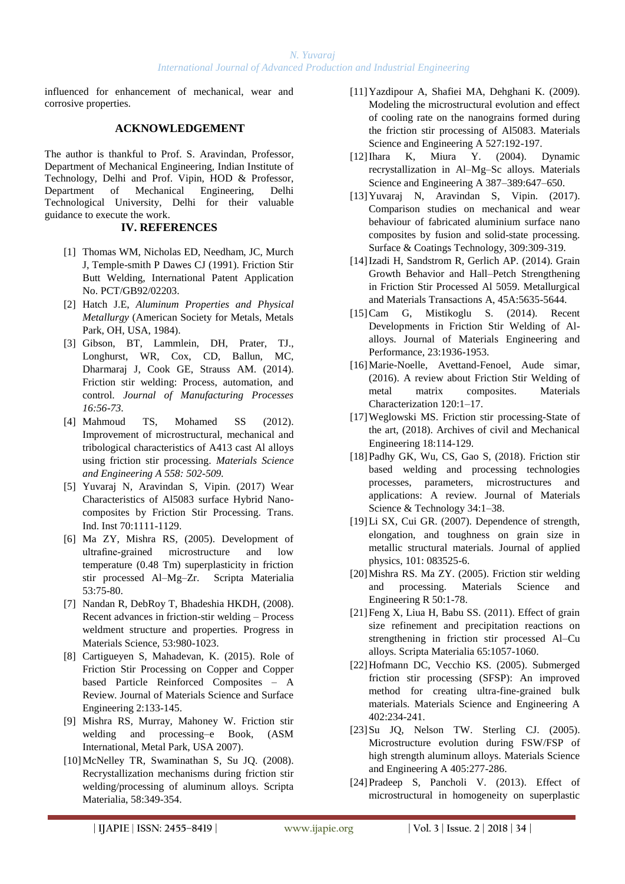influenced for enhancement of mechanical, wear and corrosive properties.

## ACKNOWLEDGEMENT

The author is thankful to Prof. S. Aravindan, Professor, Department of Mechanical Engineering, Indian Institute of Technology, Delhi and Prof. Vipin, HOD & Professor, Department of Mechanical Engineering, Delhi Technological University, Delhi for their valuable guidance to execute the work.

## IV. REFERENCES

[1] Thomas WM, Nicholas ED, Needham, JC, Murch J, Temple-smith P Dawes CJ (1991). Friction Stir Butt Welding, International Patent Application No. PCT/GB92/02203.

[2] Hatch J.E, *Aluminum Properties and Physical Metallurgy* (American Society for Metals, Metals Park, OH, USA, 1984).

[3] Gibson, BT, Lammlein, DH, Prater, TJ., Longhurst, WR, Cox, CD, Ballun, MC, Dharmaraj J, Cook GE, Strauss AM. (2014). Friction stir welding: Process, automation, and control. *Journal of Manufacturing Processes 16:56-73.*

[4] Mahmoud TS, Mohamed SS (2012). Improvement of microstructural, mechanical and tribological characteristics of A413 cast Al alloys using friction stir processing. *Materials Science and Engineering A 558: 502-509.*

[5] Yuvaraj N, Aravindan S, Vipin. (2017) Wear Characteristics of Al5083 surface Hybrid Nano-composites by Friction Stir Processing. Trans. Ind. Inst 70:1111-1129.

[6] Ma ZY, Mishra RS, (2005). Development of ultrafine-grained microstructure and low temperature (0.48 Tm) superplasticity in friction stir processed Al–Mg–Zr. Scripta Materialia 53:75-80.

[7] Nandan R, DebRoy T, Bhadeshia HKDH, (2008). Recent advances in friction-stir welding – Process weldment structure and properties. Progress in Materials Science, 53:980-1023.

[8] Cartigueyen S, Mahadevan, K. (2015). Role of Friction Stir Processing on Copper and Copper based Particle Reinforced Composites – A Review. Journal of Materials Science and Surface Engineering 2:133-145.

[9] Mishra RS, Murray, Mahoney W. Friction stir welding and processing–e Book, (ASM International, Metal Park, USA 2007).

[10] McNelley TR, Swaminathan S, Su JQ. (2008). Recrystallization mechanisms during friction stir welding/processing of aluminum alloys. Scripta Materialia, 58:349-354.

[11] Yazdipour A, Shafiei MA, Dehghani K. (2009). Modeling the microstructural evolution and effect of cooling rate on the nanograins formed during the friction stir processing of Al5083. Materials Science and Engineering A 527:192-197.

[12] Ihara K, Miura Y. (2004). Dynamic recrystallization in Al–Mg–Sc alloys. Materials Science and Engineering A 387–389:647–650.

[13] Yuvaraj N, Aravindan S, Vipin. (2017). Comparison studies on mechanical and wear behaviour of fabricated aluminium surface nano composites by fusion and solid-state processing. Surface & Coatings Technology, 309:309-319.

[14] Izadi H, Sandstrom R, Gerlich AP. (2014). Grain Growth Behavior and Hall–Petch Strengthening in Friction Stir Processed Al 5059. Metallurgical and Materials Transactions A, 45A:5635-5644.

[15] Cam G, Mistikoglu S. (2014). Recent Developments in Friction Stir Welding of Al-alloys. Journal of Materials Engineering and Performance, 23:1936-1953.

[16] Marie-Noelle, Avettand-Fenoel, Aude simar, (2016). A review about Friction Stir Welding of metal matrix composites. Materials Characterization 120:1–17.

[17] Weglowski MS. Friction stir processing-State of the art, (2018). Archives of civil and Mechanical Engineering 18:114-129.

[18] Padhy GK, Wu, CS, Gao S, (2018). Friction stir based welding and processing technologies processes, parameters, microstructures and applications: A review. Journal of Materials Science & Technology 34:1–38.

[19] Li SX, Cui GR. (2007). Dependence of strength, elongation, and toughness on grain size in metallic structural materials. Journal of applied physics, 101: 083525-6.

[20] Mishra RS. Ma ZY. (2005). Friction stir welding and processing. Materials Science and Engineering R 50:1-78.

[21] Feng X, Liua H, Babu SS. (2011). Effect of grain size refinement and precipitation reactions on strengthening in friction stir processed Al–Cu alloys. Scripta Materialia 65:1057-1060.

[22] Hofmann DC, Vecchio KS. (2005). Submerged friction stir processing (SFSP): An improved method for creating ultra-fine-grained bulk materials. Materials Science and Engineering A 402:234-241.

[23] Su JQ, Nelson TW. Sterling CJ. (2005). Microstructure evolution during FSW/FSP of high strength aluminum alloys. Materials Science and Engineering A 405:277-286.

[24] Pradeep S, Pancholi V. (2013). Effect of microstructural in homogeneity on superplastic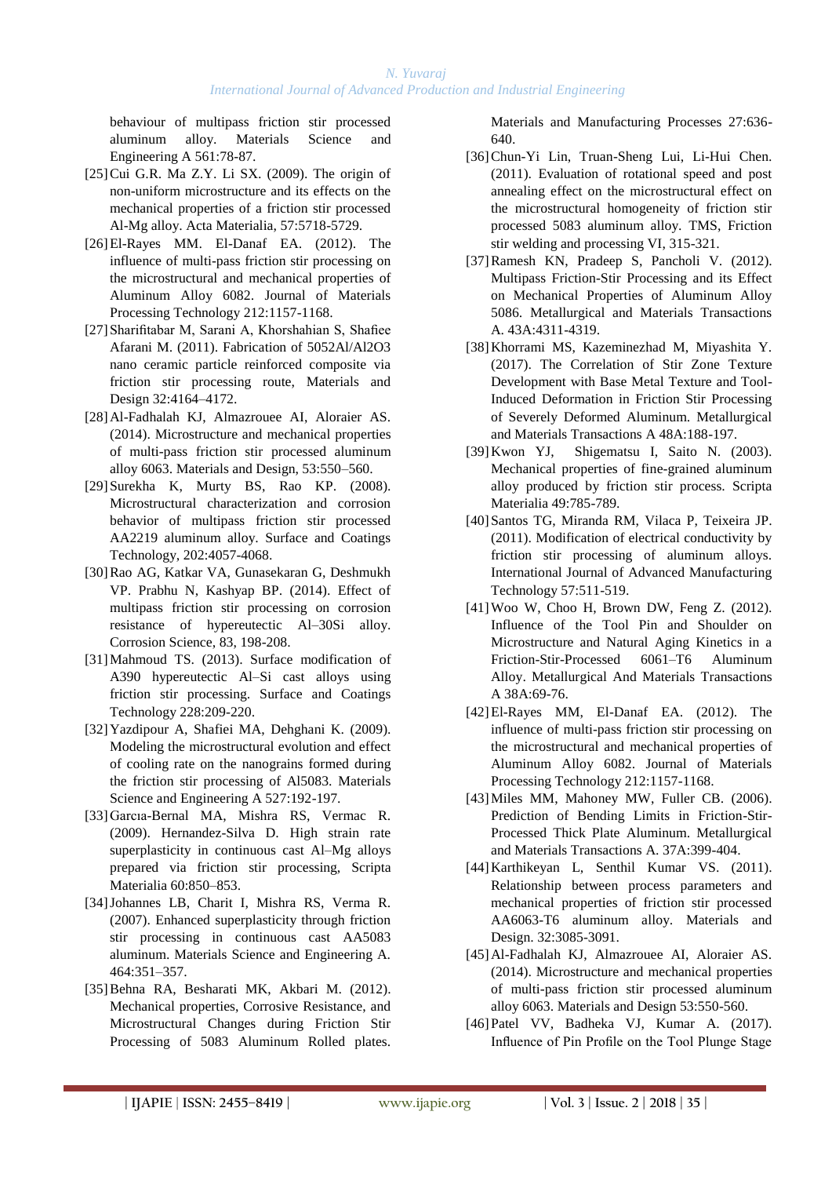behaviour of multipass friction stir processed aluminum alloy. Materials Science and Engineering A 561:78-87.

[25] Cui G.R. Ma Z.Y. Li SX. (2009). The origin of non-uniform microstructure and its effects on the mechanical properties of a friction stir processed Al-Mg alloy. Acta Materialia, 57:5718-5729.

[26] El-Rayes MM. El-Danaf EA. (2012). The influence of multi-pass friction stir processing on the microstructural and mechanical properties of Aluminum Alloy 6082. Journal of Materials Processing Technology 212:1157-1168.

[27] Sharifitabar M, Sarani A, Khorshahian S, Shafiee Afarani M. (2011). Fabrication of 5052Al/Al2O3 nano ceramic particle reinforced composite via friction stir processing route, Materials and Design 32:4164–4172.

[28] Al-Fadhalah KJ, Almazrouee AI, Aloraier AS. (2014). Microstructure and mechanical properties of multi-pass friction stir processed aluminum alloy 6063. Materials and Design, 53:550–560.

[29] Surekha K, Murty BS, Rao KP. (2008). Microstructural characterization and corrosion behavior of multipass friction stir processed AA2219 aluminum alloy. Surface and Coatings Technology, 202:4057-4068.

[30] Rao AG, Katkar VA, Gunasekaran G, Deshmukh VP. Prabhu N, Kashyap BP. (2014). Effect of multipass friction stir processing on corrosion resistance of hypereutectic Al–30Si alloy. Corrosion Science, 83, 198-208.

[31] Mahmoud TS. (2013). Surface modification of A390 hypereutectic Al–Si cast alloys using friction stir processing. Surface and Coatings Technology 228:209-220.

[32] Yazdipour A, Shafiei MA, Dehghani K. (2009). Modeling the microstructural evolution and effect of cooling rate on the nanograins formed during the friction stir processing of Al5083. Materials Science and Engineering A 527:192-197.

[33] Garcıa-Bernal MA, Mishra RS, Vermac R. (2009). Hernandez-Silva D. High strain rate superplasticity in continuous cast Al–Mg alloys prepared via friction stir processing, Scripta Materialia 60:850–853.

[34] Johannes LB, Charit I, Mishra RS, Verma R. (2007). Enhanced superplasticity through friction stir processing in continuous cast AA5083 aluminum. Materials Science and Engineering A. 464:351–357.

[35] Behna RA, Besharati MK, Akbari M. (2012). Mechanical properties, Corrosive Resistance, and Microstructural Changes during Friction Stir Processing of 5083 Aluminum Rolled plates. Materials and Manufacturing Processes 27:636-640.

[36] Chun-Yi Lin, Truan-Sheng Lui, Li-Hui Chen. (2011). Evaluation of rotational speed and post annealing effect on the microstructural effect on the microstructural homogeneity of friction stir processed 5083 aluminum alloy. TMS, Friction stir welding and processing VI, 315-321.

[37] Ramesh KN, Pradeep S, Pancholi V. (2012). Multipass Friction-Stir Processing and its Effect on Mechanical Properties of Aluminum Alloy 5086. Metallurgical and Materials Transactions A. 43A:4311-4319.

[38] Khorrami MS, Kazeminezhad M, Miyashita Y. (2017). The Correlation of Stir Zone Texture Development with Base Metal Texture and Tool-Induced Deformation in Friction Stir Processing of Severely Deformed Aluminum. Metallurgical and Materials Transactions A 48A:188-197.

[39] Kwon YJ, Shigematsu I, Saito N. (2003). Mechanical properties of fine-grained aluminum alloy produced by friction stir process. Scripta Materialia 49:785-789.

[40] Santos TG, Miranda RM, Vilaca P, Teixeira JP. (2011). Modification of electrical conductivity by friction stir processing of aluminum alloys. International Journal of Advanced Manufacturing Technology 57:511-519.

[41] Woo W, Choo H, Brown DW, Feng Z. (2012). Influence of the Tool Pin and Shoulder on Microstructure and Natural Aging Kinetics in a Friction-Stir-Processed 6061–T6 Aluminum Alloy. Metallurgical And Materials Transactions A 38A:69-76.

[42] El-Rayes MM, El-Danaf EA. (2012). The influence of multi-pass friction stir processing on the microstructural and mechanical properties of Aluminum Alloy 6082. Journal of Materials Processing Technology 212:1157-1168.

[43] Miles MM, Mahoney MW, Fuller CB. (2006). Prediction of Bending Limits in Friction-Stir-Processed Thick Plate Aluminum. Metallurgical and Materials Transactions A. 37A:399-404.

[44] Karthikeyan L, Senthil Kumar VS. (2011). Relationship between process parameters and mechanical properties of friction stir processed AA6063-T6 aluminum alloy. Materials and Design. 32:3085-3091.

[45] Al-Fadhalah KJ, Almazrouee AI, Aloraier AS. (2014). Microstructure and mechanical properties of multi-pass friction stir processed aluminum alloy 6063. Materials and Design 53:550-560.

[46] Patel VV, Badheka VJ, Kumar A. (2017). Influence of Pin Profile on the Tool Plunge Stage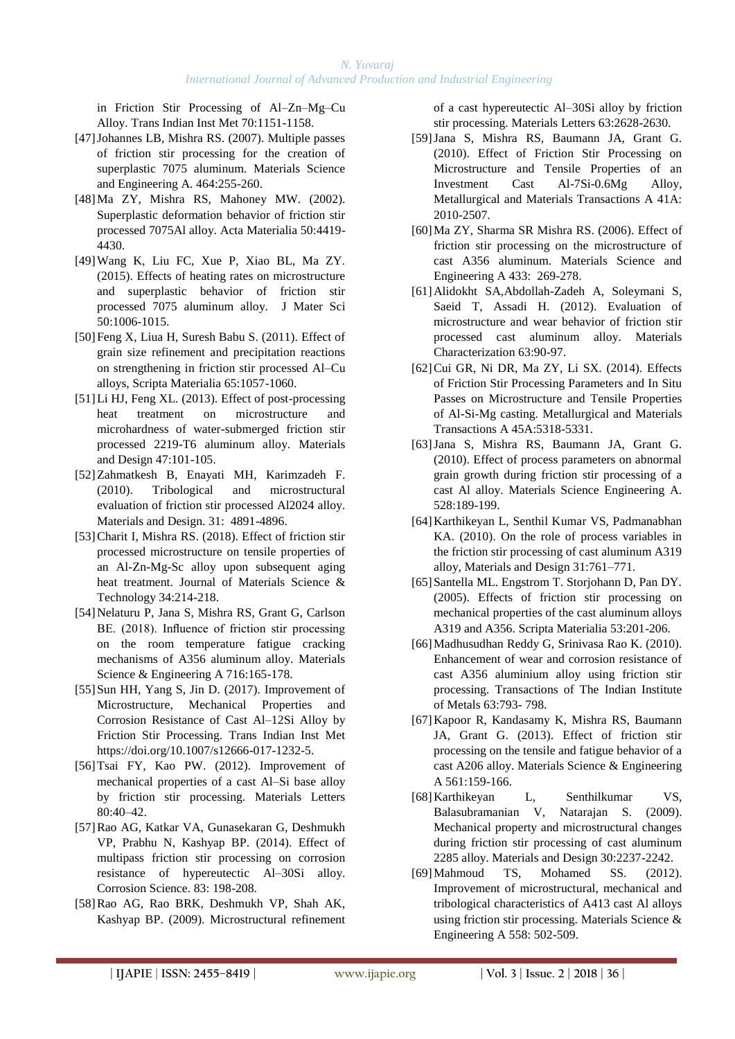in Friction Stir Processing of Al–Zn–Mg–Cu Alloy. Trans Indian Inst Met 70:1151-1158.

[47] Johannes LB, Mishra RS. (2007). Multiple passes of friction stir processing for the creation of superplastic 7075 aluminum. Materials Science and Engineering A. 464:255-260.

[48] Ma ZY, Mishra RS, Mahoney MW. (2002). Superplastic deformation behavior of friction stir processed 7075Al alloy. Acta Materialia 50:4419-4430.

[49] Wang K, Liu FC, Xue P, Xiao BL, Ma ZY. (2015). Effects of heating rates on microstructure and superplastic behavior of friction stir processed 7075 aluminum alloy. J Mater Sci 50:1006-1015.

[50] Feng X, Liua H, Suresh Babu S. (2011). Effect of grain size refinement and precipitation reactions on strengthening in friction stir processed Al–Cu alloys, Scripta Materialia 65:1057-1060.

[51] Li HJ, Feng XL. (2013). Effect of post-processing heat treatment on microstructure and microhardness of water-submerged friction stir processed 2219-T6 aluminum alloy. Materials and Design 47:101-105.

[52] Zahmatkesh B, Enayati MH, Karimzadeh F. (2010). Tribological and microstructural evaluation of friction stir processed Al2024 alloy. Materials and Design. 31: 4891-4896.

[53] Charit I, Mishra RS. (2018). Effect of friction stir processed microstructure on tensile properties of an Al-Zn-Mg-Sc alloy upon subsequent aging heat treatment. Journal of Materials Science & Technology 34:214-218.

[54] Nelaturu P, Jana S, Mishra RS, Grant G, Carlson BE. (2018). Influence of friction stir processing on the room temperature fatigue cracking mechanisms of A356 aluminum alloy. Materials Science & Engineering A 716:165-178.

[55] Sun HH, Yang S, Jin D. (2017). Improvement of Microstructure, Mechanical Properties and Corrosion Resistance of Cast Al–12Si Alloy by Friction Stir Processing. Trans Indian Inst Met https://doi.org/10.1007/s12666-017-1232-5.

[56] Tsai FY, Kao PW. (2012). Improvement of mechanical properties of a cast Al–Si base alloy by friction stir processing. Materials Letters 80:40–42.

[57] Rao AG, Katkar VA, Gunasekaran G, Deshmukh VP, Prabhu N, Kashyap BP. (2014). Effect of multipass friction stir processing on corrosion resistance of hypereutectic Al–30Si alloy. Corrosion Science. 83: 198-208.

[58] Rao AG, Rao BRK, Deshmukh VP, Shah AK, Kashyap BP. (2009). Microstructural refinement of a cast hypereutectic Al–30Si alloy by friction stir processing. Materials Letters 63:2628-2630.

[59] Jana S, Mishra RS, Baumann JA, Grant G. (2010). Effect of Friction Stir Processing on Microstructure and Tensile Properties of an Investment Cast Al-7Si-0.6Mg Alloy, Metallurgical and Materials Transactions A 41A: 2010-2507.

[60] Ma ZY, Sharma SR Mishra RS. (2006). Effect of friction stir processing on the microstructure of cast A356 aluminum. Materials Science and Engineering A 433: 269-278.

[61] Alidokht SA,Abdollah-Zadeh A, Soleymani S, Saeid T, Assadi H. (2012). Evaluation of microstructure and wear behavior of friction stir processed cast aluminum alloy. Materials Characterization 63:90-97.

[62] Cui GR, Ni DR, Ma ZY, Li SX. (2014). Effects of Friction Stir Processing Parameters and In Situ Passes on Microstructure and Tensile Properties of Al-Si-Mg casting. Metallurgical and Materials Transactions A 45A:5318-5331.

[63] Jana S, Mishra RS, Baumann JA, Grant G. (2010). Effect of process parameters on abnormal grain growth during friction stir processing of a cast Al alloy. Materials Science Engineering A. 528:189-199.

[64] Karthikeyan L, Senthil Kumar VS, Padmanabhan KA. (2010). On the role of process variables in the friction stir processing of cast aluminum A319 alloy, Materials and Design 31:761–771.

[65] Santella ML. Engstrom T. Storjohann D, Pan DY. (2005). Effects of friction stir processing on mechanical properties of the cast aluminum alloys A319 and A356. Scripta Materialia 53:201-206.

[66] Madhusudhan Reddy G, Srinivasa Rao K. (2010). Enhancement of wear and corrosion resistance of cast A356 aluminium alloy using friction stir processing. Transactions of The Indian Institute of Metals 63:793- 798.

[67] Kapoor R, Kandasamy K, Mishra RS, Baumann JA, Grant G. (2013). Effect of friction stir processing on the tensile and fatigue behavior of a cast A206 alloy. Materials Science & Engineering A 561:159-166.

[68] Karthikeyan L, Senthilkumar VS, Balasubramanian V, Natarajan S. (2009). Mechanical property and microstructural changes during friction stir processing of cast aluminum 2285 alloy. Materials and Design 30:2237-2242.

[69] Mahmoud TS, Mohamed SS. (2012). Improvement of microstructural, mechanical and tribological characteristics of A413 cast Al alloys using friction stir processing. Materials Science & Engineering A 558: 502-509.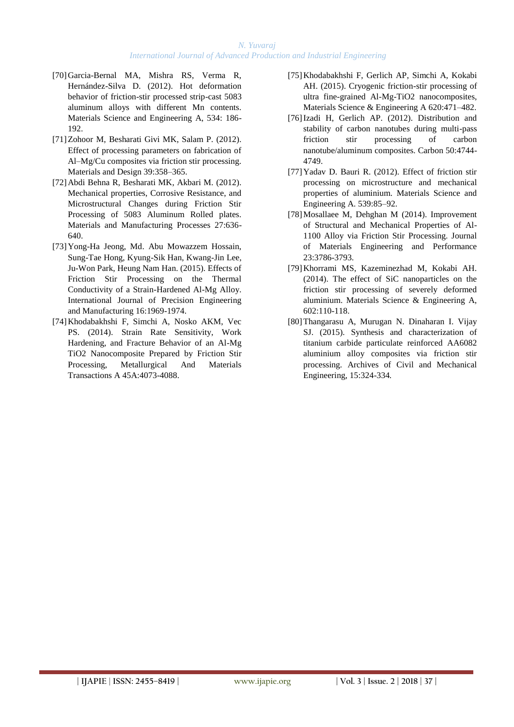[70] Garcia-Bernal MA, Mishra RS, Verma R, Hernández-Silva D. (2012). Hot deformation behavior of friction-stir processed strip-cast 5083 aluminum alloys with different Mn contents. Materials Science and Engineering A, 534: 186-192.

[71] Zohoor M, Besharati Givi MK, Salam P. (2012). Effect of processing parameters on fabrication of Al–Mg/Cu composites via friction stir processing. Materials and Design 39:358–365.

[72] Abdi Behna R, Besharati MK, Akbari M. (2012). Mechanical properties, Corrosive Resistance, and Microstructural Changes during Friction Stir Processing of 5083 Aluminum Rolled plates. Materials and Manufacturing Processes 27:636-640.

[73] Yong-Ha Jeong, Md. Abu Mowazzem Hossain, Sung-Tae Hong, Kyung-Sik Han, Kwang-Jin Lee, Ju-Won Park, Heung Nam Han. (2015). Effects of Friction Stir Processing on the Thermal Conductivity of a Strain-Hardened Al-Mg Alloy. International Journal of Precision Engineering and Manufacturing 16:1969-1974.

[74] Khodabakhshi F, Simchi A, Nosko AKM, Vec PS. (2014). Strain Rate Sensitivity, Work Hardening, and Fracture Behavior of an Al-Mg $TiO_2$ Nanocomposite Prepared by Friction Stir Processing, Metallurgical And Materials Transactions A 45A:4073-4088.

[75] Khodabakhshi F, Gerlich AP, Simchi A, Kokabi AH. (2015). Cryogenic friction-stir processing of ultra fine-grained Al-Mg-$TiO_2$ nanocomposites, Materials Science & Engineering A 620:471–482.

[76] Izadi H, Gerlich AP. (2012). Distribution and stability of carbon nanotubes during multi-pass friction stir processing of carbon nanotube/aluminum composites. Carbon 50:4744-4749.

[77] Yadav D. Bauri R. (2012). Effect of friction stir processing on microstructure and mechanical properties of aluminium. Materials Science and Engineering A. 539:85–92.

[78] Mosallaee M, Dehghan M (2014). Improvement of Structural and Mechanical Properties of Al-1100 Alloy via Friction Stir Processing. Journal of Materials Engineering and Performance 23:3786-3793.

[79] Khorrami MS, Kazeminezhad M, Kokabi AH. (2014). The effect of SiC nanoparticles on the friction stir processing of severely deformed aluminium. Materials Science & Engineering A, 602:110-118.

[80] Thangarasu A, Murugan N. Dinaharan I. Vijay SJ. (2015). Synthesis and characterization of titanium carbide particulate reinforced AA6082 aluminium alloy composites via friction stir processing. Archives of Civil and Mechanical Engineering, 15:324-334.